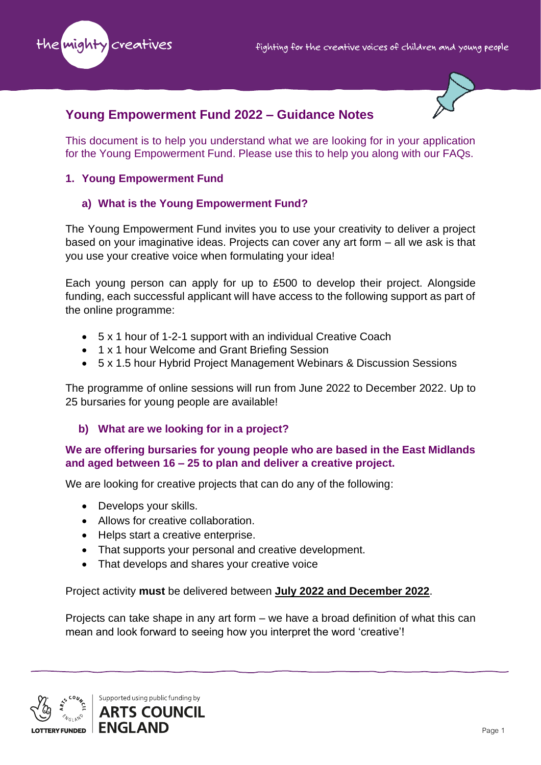# Young Empowerment Fund 2022 – Guidance Notes

This document is to help you understand what we are looking for in your application for the Young Empowerment Fund. Please use this to help you along with our FAQs.

## 1. Young Empowerment Fund

### a) What is the Young Empowerment Fund?

The Young Empowerment Fund invites you to use your creativity to deliver a project based on your imaginative ideas. Projects can cover any art form – all we ask is that you use your creative voice when formulating your idea!

Each young person can apply for up to £500 to develop their project. Alongside funding, each successful applicant will have access to the following support as part of the online programme:

- 5 x 1 hour of 1-2-1 support with an individual Creative Coach
- 1 x 1 hour Welcome and Grant Briefing Session
- 5 x 1.5 hour Hybrid Project Management Webinars & Discussion Sessions

The programme of online sessions will run from June 2022 to December 2022. Up to 25 bursaries for young people are available!

### b) What are we looking for in a project?

**We are offering bursaries for young people who are based in the East Midlands and aged between 16 – 25 to plan and deliver a creative project.**

We are looking for creative projects that can do any of the following:

- Develops your skills.
- Allows for creative collaboration.
- Helps start a creative enterprise.
- That supports your personal and creative development.
- That develops and shares your creative voice

Project activity **must** be delivered between **July 2022 and December 2022**.

Projects can take shape in any art form – we have a broad definition of what this can mean and look forward to seeing how you interpret the word 'creative'!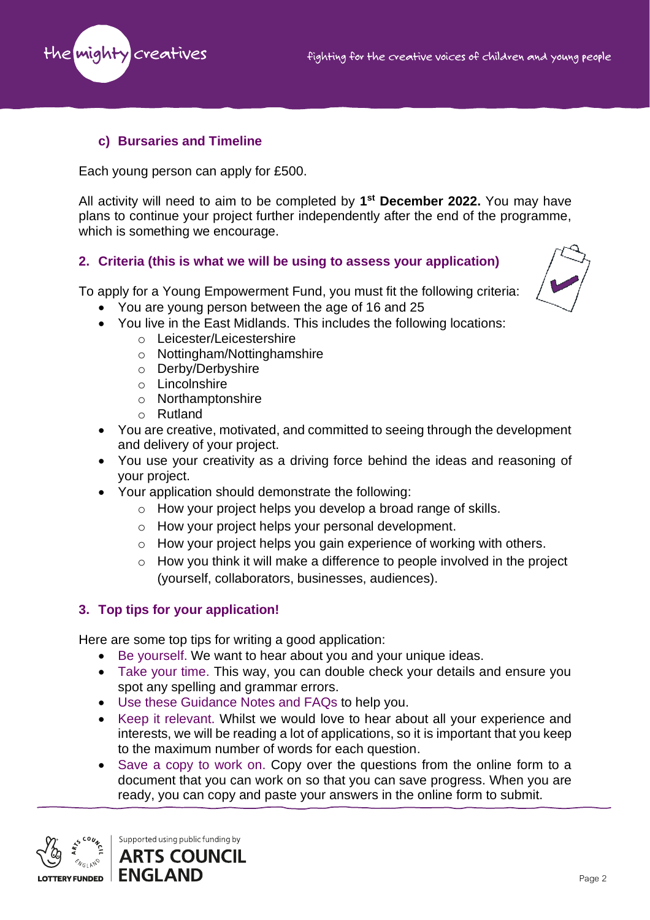### c) Bursaries and Timeline

Each young person can apply for £500.

All activity will need to aim to be completed by **1st December 2022.** You may have plans to continue your project further independently after the end of the programme, which is something we encourage.

## 2. Criteria (this is what we will be using to assess your application)

To apply for a Young Empowerment Fund, you must fit the following criteria:

- You are young person between the age of 16 and 25
- You live in the East Midlands. This includes the following locations:
  - Leicester/Leicestershire
  - Nottingham/Nottinghamshire
  - Derby/Derbyshire
  - Lincolnshire
  - Northamptonshire
  - Rutland
- You are creative, motivated, and committed to seeing through the development and delivery of your project.
- You use your creativity as a driving force behind the ideas and reasoning of your project.
- Your application should demonstrate the following:
  - How your project helps you develop a broad range of skills.
  - How your project helps your personal development.
  - How your project helps you gain experience of working with others.
  - How you think it will make a difference to people involved in the project (yourself, collaborators, businesses, audiences).

## 3. Top tips for your application!

Here are some top tips for writing a good application:

- Be yourself. We want to hear about you and your unique ideas.
- Take your time. This way, you can double check your details and ensure you spot any spelling and grammar errors.
- Use these Guidance Notes and FAQs to help you.
- Keep it relevant. Whilst we would love to hear about all your experience and interests, we will be reading a lot of applications, so it is important that you keep to the maximum number of words for each question.
- Save a copy to work on. Copy over the questions from the online form to a document that you can work on so that you can save progress. When you are ready, you can copy and paste your answers in the online form to submit.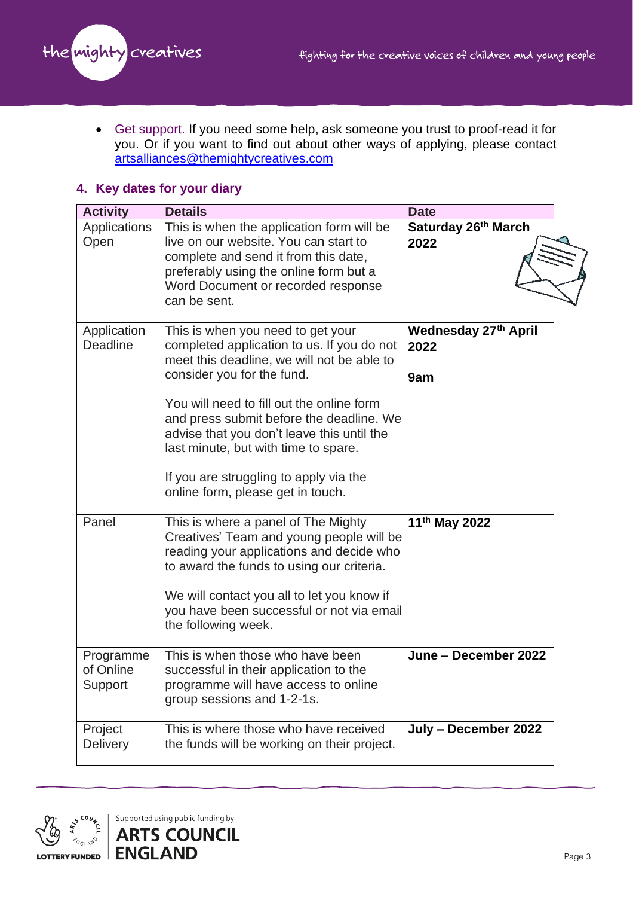- Get support. If you need some help, ask someone you trust to proof-read it for you. Or if you want to find out about other ways of applying, please contact artsalliances@themightycreatives.com

## 4. Key dates for your diary

| Activity | Details | Date |
|---|---|---|
| Applications Open | This is when the application form will be live on our website. You can start to complete and send it from this date, preferably using the online form but a Word Document or recorded response can be sent. | **Saturday 26th March 2022** |
| Application Deadline | This is when you need to get your completed application to us. If you do not meet this deadline, we will not be able to consider you for the fund.<br><br>You will need to fill out the online form and press submit before the deadline. We advise that you don't leave this until the last minute, but with time to spare.<br><br>If you are struggling to apply via the online form, please get in touch. | **Wednesday 27th April 2022**<br><br>**9am** |
| Panel | This is where a panel of The Mighty Creatives' Team and young people will be reading your applications and decide who to award the funds to using our criteria.<br><br>We will contact you all to let you know if you have been successful or not via email the following week. | **11th May 2022** |
| Programme of Online Support | This is when those who have been successful in their application to the programme will have access to online group sessions and 1-2-1s. | **June – December 2022** |
| Project Delivery | This is where those who have received the funds will be working on their project. | **July – December 2022** |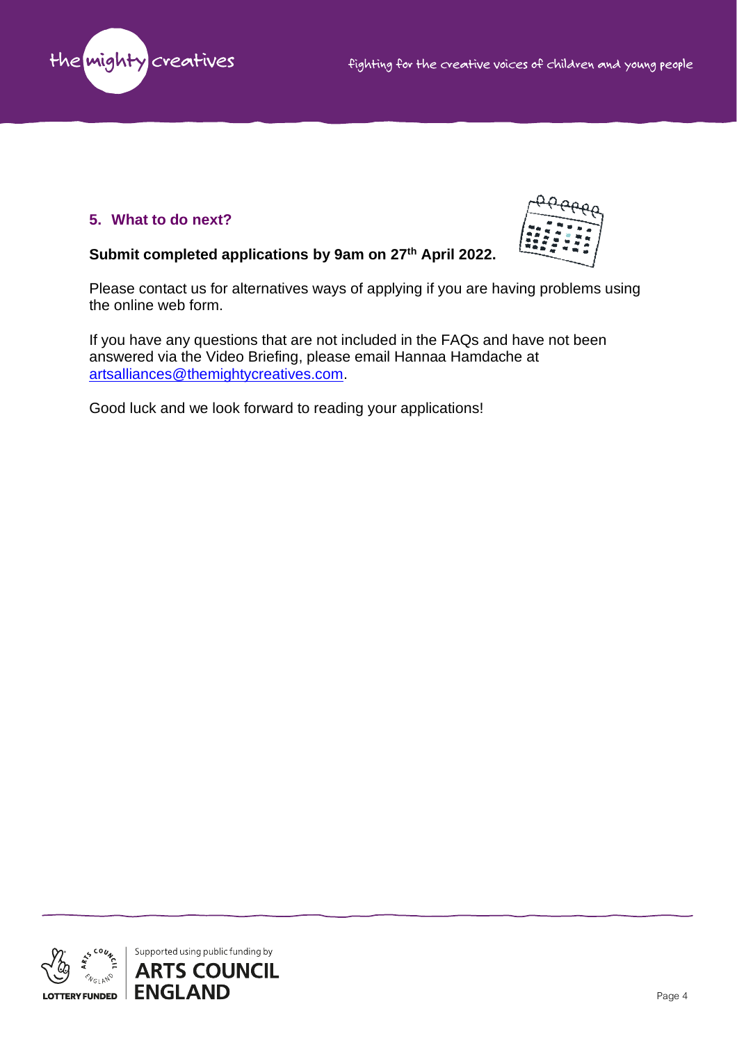## 5. What to do next?

**Submit completed applications by 9am on 27th April 2022.**

Please contact us for alternatives ways of applying if you are having problems using the online web form.

If you have any questions that are not included in the FAQs and have not been answered via the Video Briefing, please email Hannaa Hamdache at artsalliances@themightycreatives.com.

Good luck and we look forward to reading your applications!